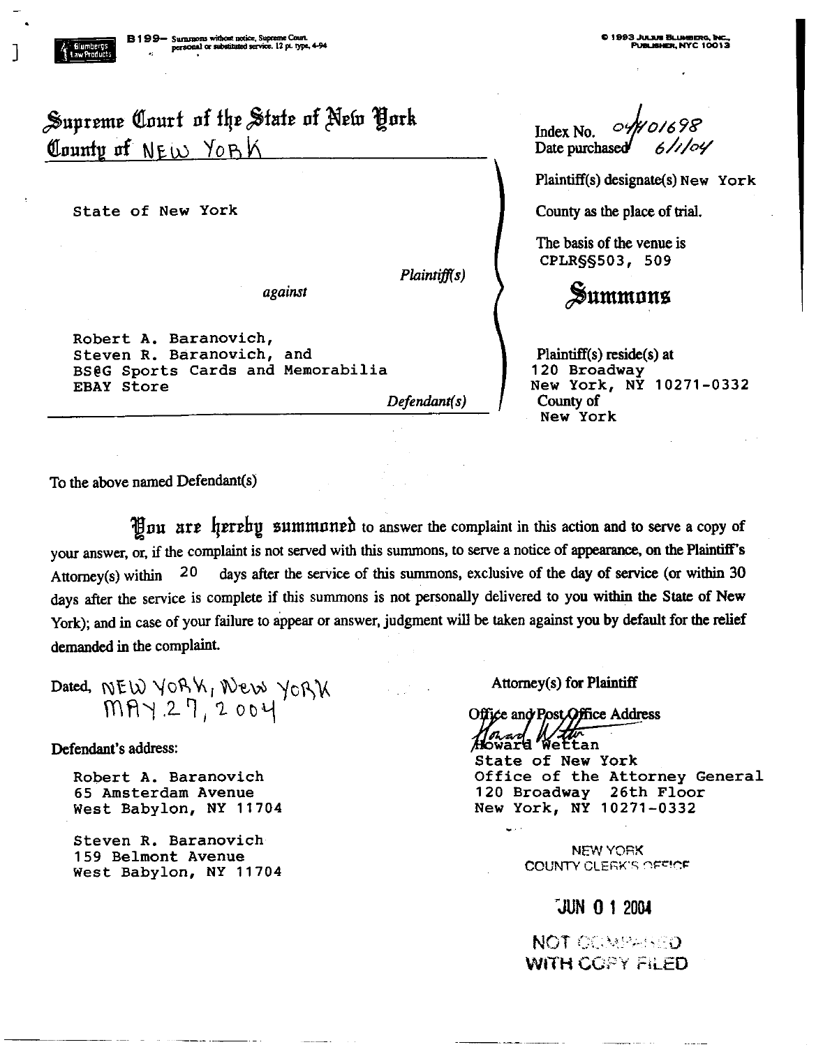B199— Summons without notice, Supreme Court. personal or substituted service. 12 pt. type, 4-94

© 1993 JULIUS BLUMBERG, INC., PUBLISHER, NYC 10013

# Supreme Court of the State of New York
## County of NEW YORK

State of New York

*Plaintiff(s)*

*against*

Robert A. Baranovich,
Steven R. Baranovich, and
BS&G Sports Cards and Memorabilia
EBAY Store

*Defendant(s)*

Index No. 04/401698
Date purchased 6/1/04

Plaintiff(s) designate(s) New York County as the place of trial.

The basis of the venue is
CPLR§§503, 509

## Summons

Plaintiff(s) reside(s) at
120 Broadway
New York, NY 10271-0332
County of
New York

To the above named Defendant(s)

**You are hereby summoned** to answer the complaint in this action and to serve a copy of your answer, or, if the complaint is not served with this summons, to serve a notice of appearance, on the Plaintiff's Attorney(s) within 20 days after the service of this summons, exclusive of the day of service (or within 30 days after the service is complete if this summons is not personally delivered to you within the State of New York); and in case of your failure to appear or answer, judgment will be taken against you by default for the relief demanded in the complaint.

Dated, NEW YORK, New YORK
MAY 27, 2004

Defendant's address:

Robert A. Baranovich
65 Amsterdam Avenue
West Babylon, NY 11704

Steven R. Baranovich
159 Belmont Avenue
West Babylon, NY 11704

Attorney(s) for Plaintiff

Office and Post Office Address

Howard Wettan
State of New York
Office of the Attorney General
120 Broadway 26th Floor
New York, NY 10271-0332

NEW YORK
COUNTY CLERK'S OFFICE

JUN 01 2004

NOT COMPARED
WITH COPY FILED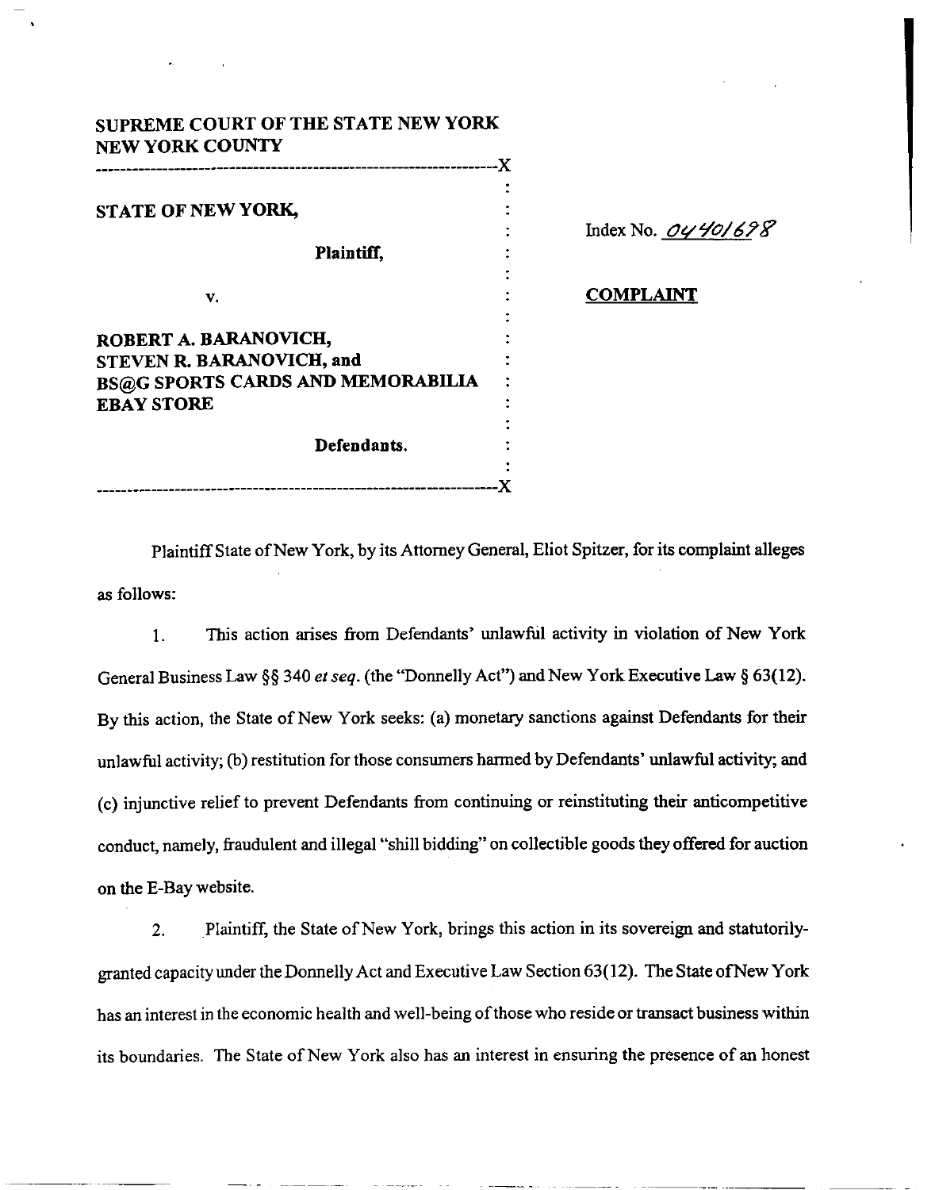**SUPREME COURT OF THE STATE NEW YORK**
**NEW YORK COUNTY**

| | |
|---|---|
| **STATE OF NEW YORK,** | Index No. *04401698* |
| **Plaintiff,** | |
| v. | **COMPLAINT** |
| **ROBERT A. BARANOVICH, STEVEN R. BARANOVICH, and BS@G SPORTS CARDS AND MEMORABILIA EBAY STORE** | |
| **Defendants.** | |

Plaintiff State of New York, by its Attorney General, Eliot Spitzer, for its complaint alleges as follows:

1. This action arises from Defendants' unlawful activity in violation of New York General Business Law §§ 340 *et seq.* (the "Donnelly Act") and New York Executive Law § 63(12). By this action, the State of New York seeks: (a) monetary sanctions against Defendants for their unlawful activity; (b) restitution for those consumers harmed by Defendants' unlawful activity; and (c) injunctive relief to prevent Defendants from continuing or reinstituting their anticompetitive conduct, namely, fraudulent and illegal "shill bidding" on collectible goods they offered for auction on the E-Bay website.

2. Plaintiff, the State of New York, brings this action in its sovereign and statutorily-granted capacity under the Donnelly Act and Executive Law Section 63(12). The State of New York has an interest in the economic health and well-being of those who reside or transact business within its boundaries. The State of New York also has an interest in ensuring the presence of an honest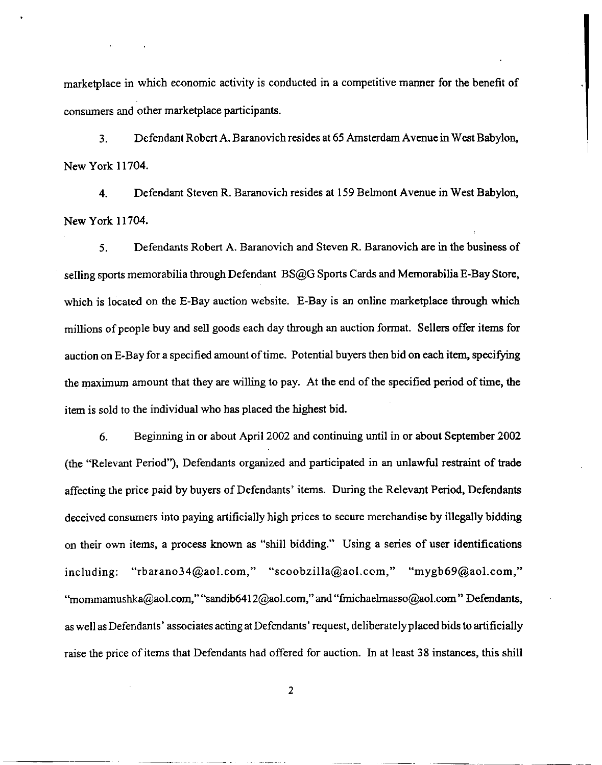marketplace in which economic activity is conducted in a competitive manner for the benefit of consumers and other marketplace participants.

3. Defendant Robert A. Baranovich resides at 65 Amsterdam Avenue in West Babylon, New York 11704.

4. Defendant Steven R. Baranovich resides at 159 Belmont Avenue in West Babylon, New York 11704.

5. Defendants Robert A. Baranovich and Steven R. Baranovich are in the business of selling sports memorabilia through Defendant BS@G Sports Cards and Memorabilia E-Bay Store, which is located on the E-Bay auction website. E-Bay is an online marketplace through which millions of people buy and sell goods each day through an auction format. Sellers offer items for auction on E-Bay for a specified amount of time. Potential buyers then bid on each item, specifying the maximum amount that they are willing to pay. At the end of the specified period of time, the item is sold to the individual who has placed the highest bid.

6. Beginning in or about April 2002 and continuing until in or about September 2002 (the "Relevant Period"), Defendants organized and participated in an unlawful restraint of trade affecting the price paid by buyers of Defendants' items. During the Relevant Period, Defendants deceived consumers into paying artificially high prices to secure merchandise by illegally bidding on their own items, a process known as "shill bidding." Using a series of user identifications including: "rbarano34@aol.com," "scoobzilla@aol.com," "mygb69@aol.com," "mommamushka@aol.com," "sandib6412@aol.com," and "fmichaelmasso@aol.com" Defendants, as well as Defendants' associates acting at Defendants' request, deliberately placed bids to artificially raise the price of items that Defendants had offered for auction. In at least 38 instances, this shill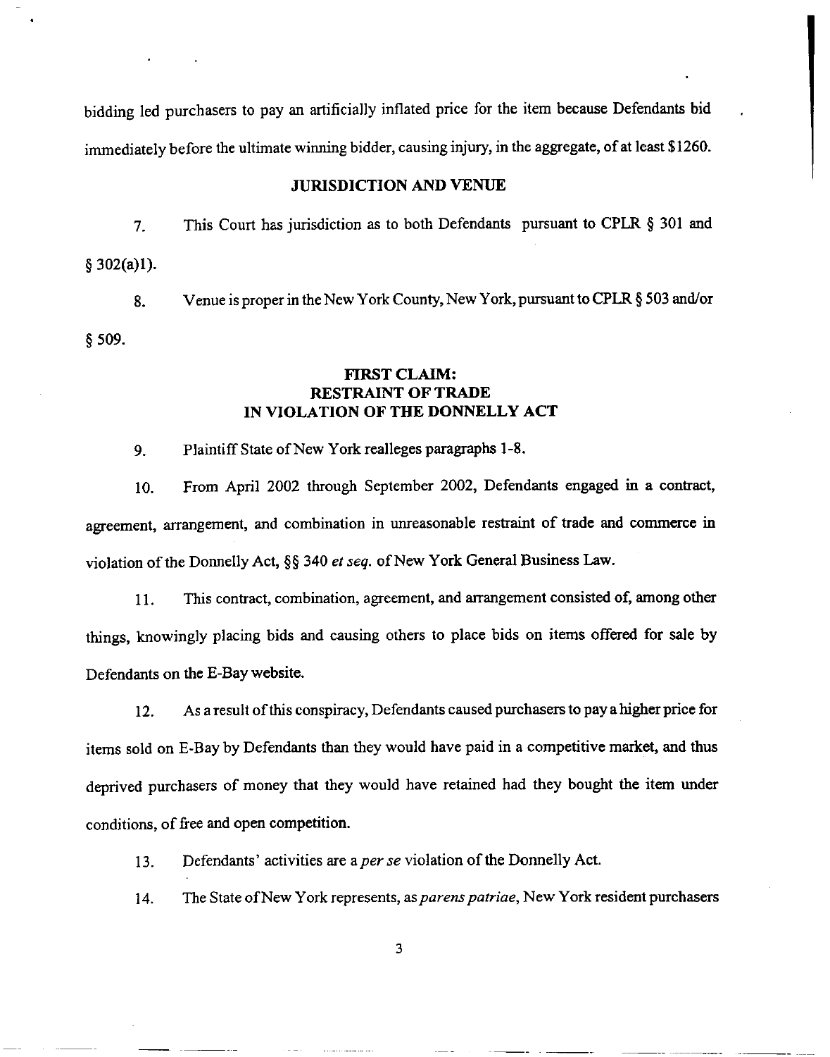bidding led purchasers to pay an artificially inflated price for the item because Defendants bid immediately before the ultimate winning bidder, causing injury, in the aggregate, of at least $1260.

## JURISDICTION AND VENUE

7. This Court has jurisdiction as to both Defendants pursuant to CPLR § 301 and § 302(a)1).

8. Venue is proper in the New York County, New York, pursuant to CPLR § 503 and/or § 509.

## FIRST CLAIM: RESTRAINT OF TRADE IN VIOLATION OF THE DONNELLY ACT

9. Plaintiff State of New York realleges paragraphs 1-8.

10. From April 2002 through September 2002, Defendants engaged in a contract, agreement, arrangement, and combination in unreasonable restraint of trade and commerce in violation of the Donnelly Act, §§ 340 *et seq.* of New York General Business Law.

11. This contract, combination, agreement, and arrangement consisted of, among other things, knowingly placing bids and causing others to place bids on items offered for sale by Defendants on the E-Bay website.

12. As a result of this conspiracy, Defendants caused purchasers to pay a higher price for items sold on E-Bay by Defendants than they would have paid in a competitive market, and thus deprived purchasers of money that they would have retained had they bought the item under conditions, of free and open competition.

13. Defendants' activities are a *per se* violation of the Donnelly Act.

14. The State of New York represents, as *parens patriae*, New York resident purchasers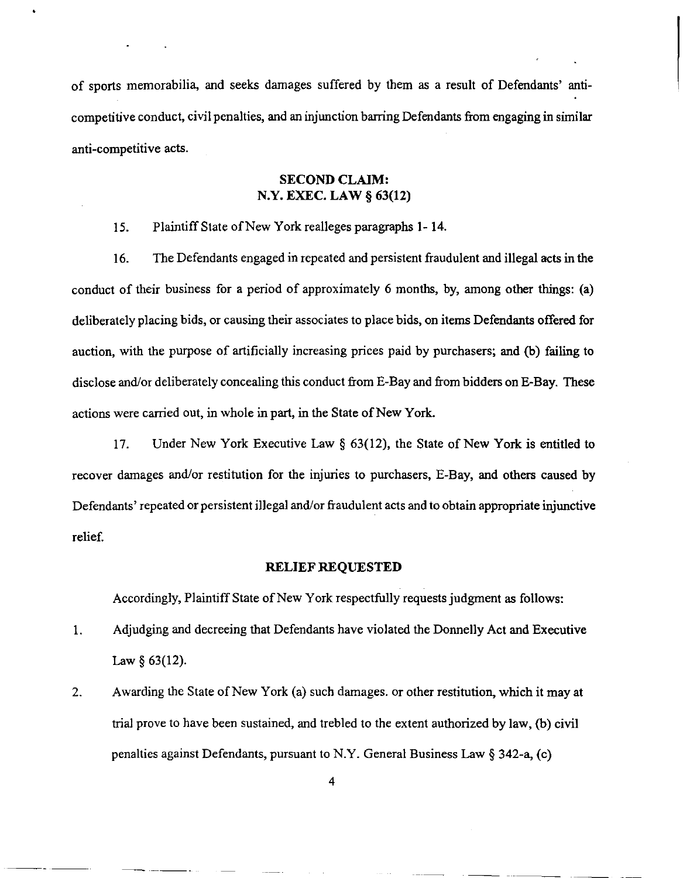of sports memorabilia, and seeks damages suffered by them as a result of Defendants' anti-competitive conduct, civil penalties, and an injunction barring Defendants from engaging in similar anti-competitive acts.

## SECOND CLAIM:
## N.Y. EXEC. LAW § 63(12)

15. Plaintiff State of New York realleges paragraphs 1- 14.

16. The Defendants engaged in repeated and persistent fraudulent and illegal acts in the conduct of their business for a period of approximately 6 months, by, among other things: (a) deliberately placing bids, or causing their associates to place bids, on items Defendants offered for auction, with the purpose of artificially increasing prices paid by purchasers; and (b) failing to disclose and/or deliberately concealing this conduct from E-Bay and from bidders on E-Bay. These actions were carried out, in whole in part, in the State of New York.

17. Under New York Executive Law § 63(12), the State of New York is entitled to recover damages and/or restitution for the injuries to purchasers, E-Bay, and others caused by Defendants' repeated or persistent illegal and/or fraudulent acts and to obtain appropriate injunctive relief.

## RELIEF REQUESTED

Accordingly, Plaintiff State of New York respectfully requests judgment as follows:

1. Adjudging and decreeing that Defendants have violated the Donnelly Act and Executive Law § 63(12).

2. Awarding the State of New York (a) such damages. or other restitution, which it may at trial prove to have been sustained, and trebled to the extent authorized by law, (b) civil penalties against Defendants, pursuant to N.Y. General Business Law § 342-a, (c)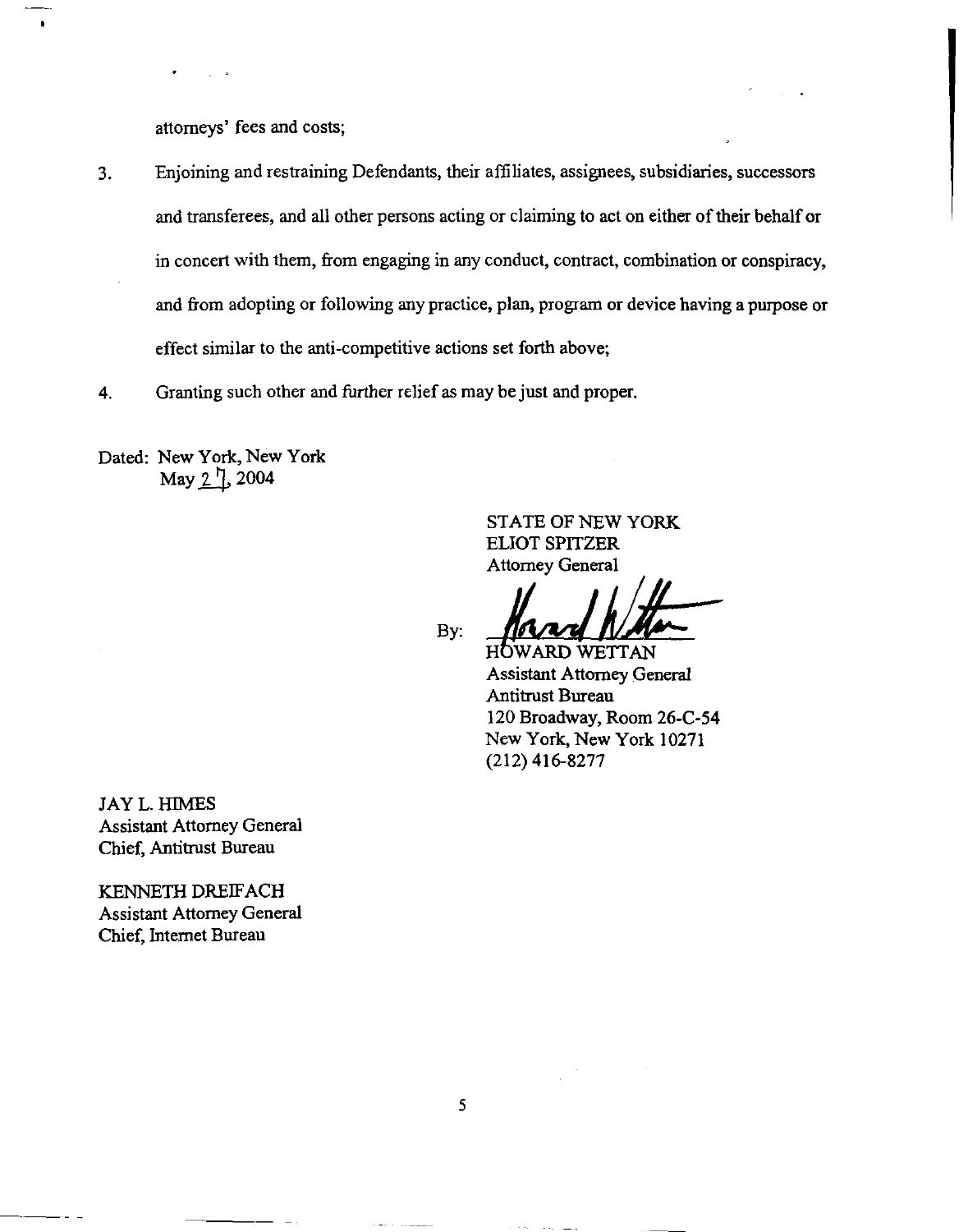attorneys' fees and costs;

3. Enjoining and restraining Defendants, their affiliates, assignees, subsidiaries, successors and transferees, and all other persons acting or claiming to act on either of their behalf or in concert with them, from engaging in any conduct, contract, combination or conspiracy, and from adopting or following any practice, plan, program or device having a purpose or effect similar to the anti-competitive actions set forth above;

4. Granting such other and further relief as may be just and proper.

Dated: New York, New York
May 27, 2004

STATE OF NEW YORK
ELIOT SPITZER
Attorney General

By: ______________________
HOWARD WETTAN
Assistant Attorney General
Antitrust Bureau
120 Broadway, Room 26-C-54
New York, New York 10271
(212) 416-8277

JAY L. HIMES
Assistant Attorney General
Chief, Antitrust Bureau

KENNETH DREIFACH
Assistant Attorney General
Chief, Internet Bureau